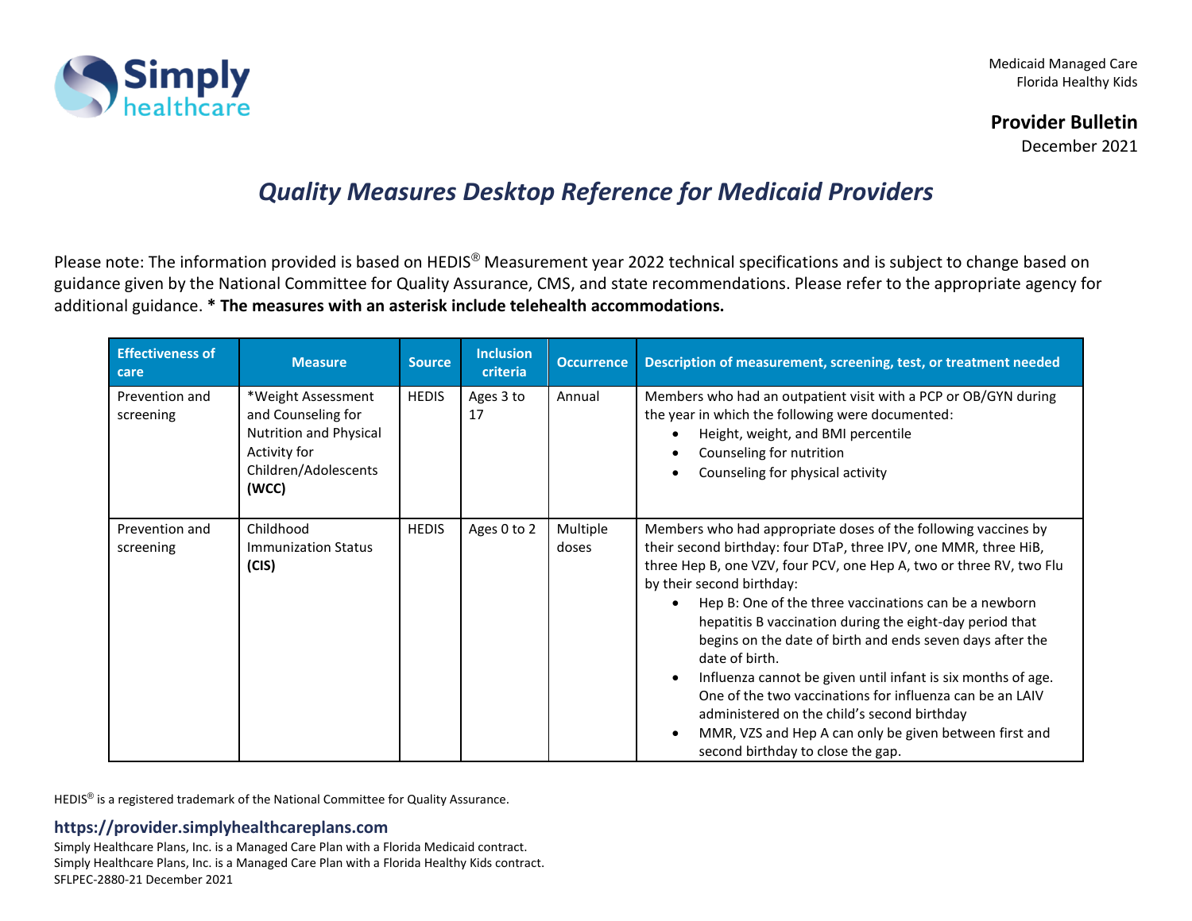Medicaid Managed Care
Florida Healthy Kids

**Provider Bulletin**
December 2021

# *Quality Measures Desktop Reference for Medicaid Providers*

Please note: The information provided is based on HEDIS® Measurement year 2022 technical specifications and is subject to change based on guidance given by the National Committee for Quality Assurance, CMS, and state recommendations. Please refer to the appropriate agency for additional guidance. **\* The measures with an asterisk include telehealth accommodations.**

| Effectiveness of care | Measure | Source | Inclusion criteria | Occurrence | Description of measurement, screening, test, or treatment needed |
|---|---|---|---|---|---|
| Prevention and screening | *Weight Assessment and Counseling for Nutrition and Physical Activity for Children/Adolescents **(WCC)** | HEDIS | Ages 3 to 17 | Annual | Members who had an outpatient visit with a PCP or OB/GYN during the year in which the following were documented:<br>• Height, weight, and BMI percentile<br>• Counseling for nutrition<br>• Counseling for physical activity |
| Prevention and screening | Childhood Immunization Status **(CIS)** | HEDIS | Ages 0 to 2 | Multiple doses | Members who had appropriate doses of the following vaccines by their second birthday: four DTaP, three IPV, one MMR, three HiB, three Hep B, one VZV, four PCV, one Hep A, two or three RV, two Flu by their second birthday:<br>• Hep B: One of the three vaccinations can be a newborn hepatitis B vaccination during the eight-day period that begins on the date of birth and ends seven days after the date of birth.<br>• Influenza cannot be given until infant is six months of age. One of the two vaccinations for influenza can be an LAIV administered on the child's second birthday<br>• MMR, VZS and Hep A can only be given between first and second birthday to close the gap. |

HEDIS® is a registered trademark of the National Committee for Quality Assurance.

**https://provider.simplyhealthcareplans.com**
Simply Healthcare Plans, Inc. is a Managed Care Plan with a Florida Medicaid contract.
Simply Healthcare Plans, Inc. is a Managed Care Plan with a Florida Healthy Kids contract.
SFLPEC-2880-21 December 2021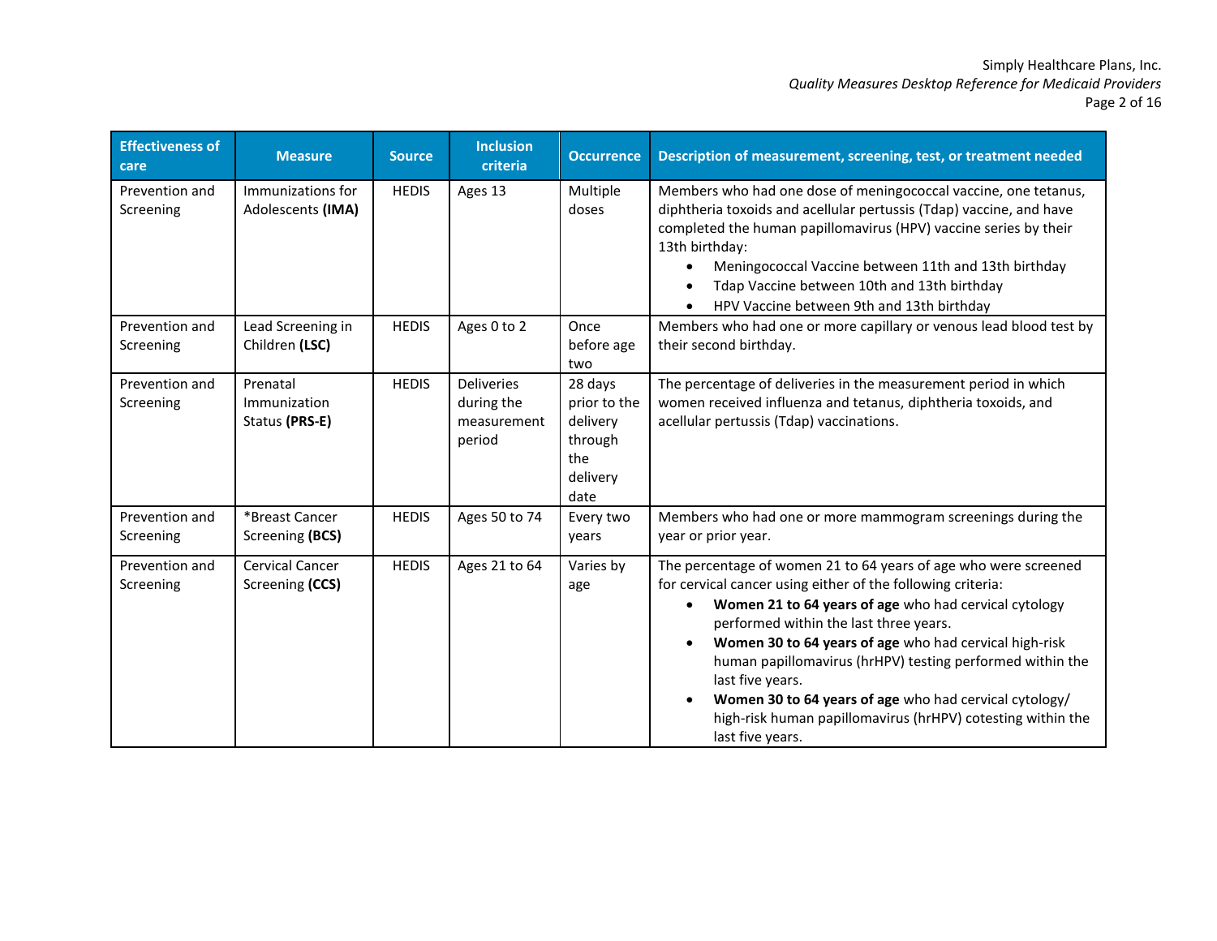| Effectiveness of care | Measure | Source | Inclusion criteria | Occurrence | Description of measurement, screening, test, or treatment needed |
|---|---|---|---|---|---|
| Prevention and Screening | Immunizations for Adolescents **(IMA)** | HEDIS | Ages 13 | Multiple doses | Members who had one dose of meningococcal vaccine, one tetanus, diphtheria toxoids and acellular pertussis (Tdap) vaccine, and have completed the human papillomavirus (HPV) vaccine series by their 13th birthday:<br>• Meningococcal Vaccine between 11th and 13th birthday<br>• Tdap Vaccine between 10th and 13th birthday<br>• HPV Vaccine between 9th and 13th birthday |
| Prevention and Screening | Lead Screening in Children **(LSC)** | HEDIS | Ages 0 to 2 | Once before age two | Members who had one or more capillary or venous lead blood test by their second birthday. |
| Prevention and Screening | Prenatal Immunization Status **(PRS-E)** | HEDIS | Deliveries during the measurement period | 28 days prior to the delivery through the delivery date | The percentage of deliveries in the measurement period in which women received influenza and tetanus, diphtheria toxoids, and acellular pertussis (Tdap) vaccinations. |
| Prevention and Screening | *Breast Cancer Screening **(BCS)** | HEDIS | Ages 50 to 74 | Every two years | Members who had one or more mammogram screenings during the year or prior year. |
| Prevention and Screening | Cervical Cancer Screening **(CCS)** | HEDIS | Ages 21 to 64 | Varies by age | The percentage of women 21 to 64 years of age who were screened for cervical cancer using either of the following criteria:<br>• **Women 21 to 64 years of age** who had cervical cytology performed within the last three years.<br>• **Women 30 to 64 years of age** who had cervical high-risk human papillomavirus (hrHPV) testing performed within the last five years.<br>• **Women 30 to 64 years of age** who had cervical cytology/ high-risk human papillomavirus (hrHPV) cotesting within the last five years. |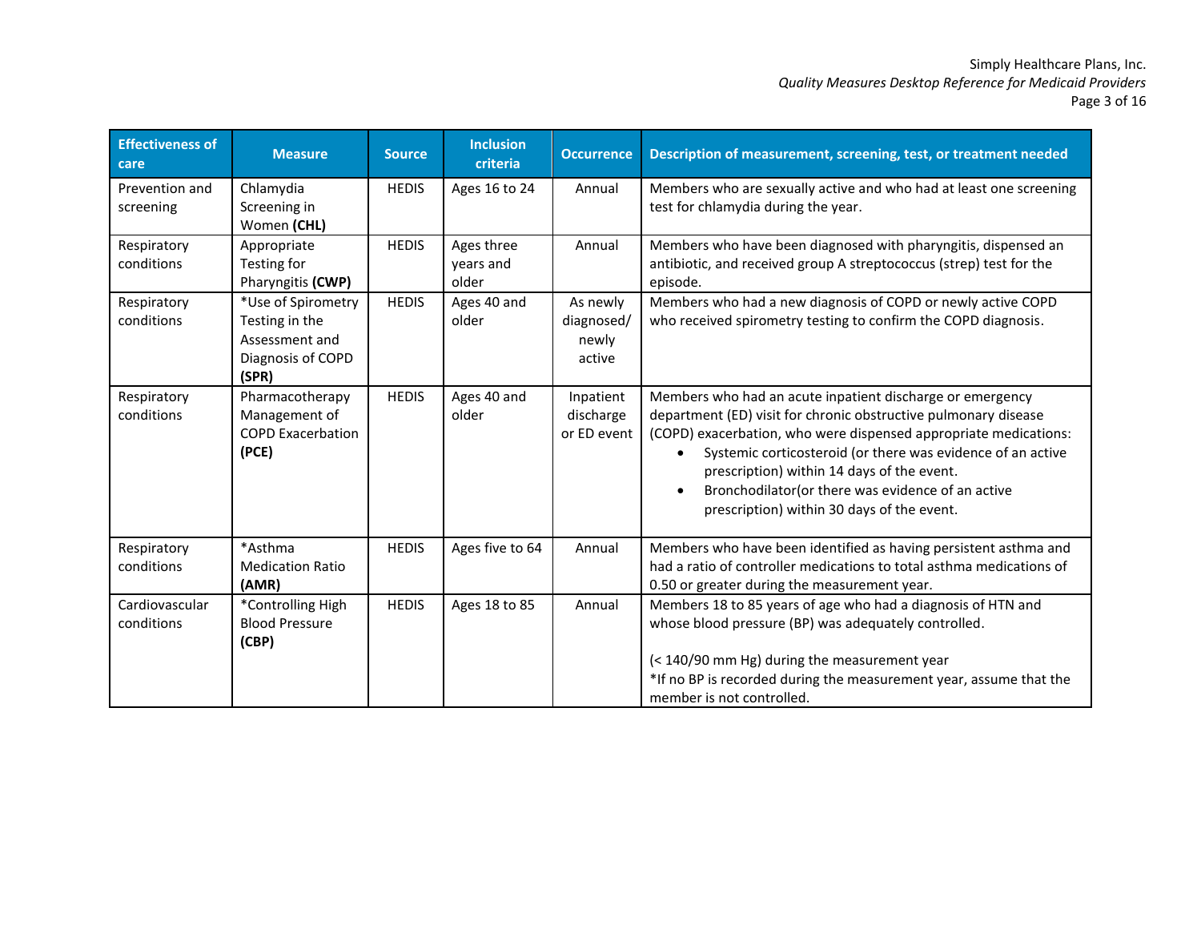| Effectiveness of care | Measure | Source | Inclusion criteria | Occurrence | Description of measurement, screening, test, or treatment needed |
|---|---|---|---|---|---|
| Prevention and screening | Chlamydia Screening in Women **(CHL)** | HEDIS | Ages 16 to 24 | Annual | Members who are sexually active and who had at least one screening test for chlamydia during the year. |
| Respiratory conditions | Appropriate Testing for Pharyngitis **(CWP)** | HEDIS | Ages three years and older | Annual | Members who have been diagnosed with pharyngitis, dispensed an antibiotic, and received group A streptococcus (strep) test for the episode. |
| Respiratory conditions | *Use of Spirometry Testing in the Assessment and Diagnosis of COPD **(SPR)** | HEDIS | Ages 40 and older | As newly diagnosed/ newly active | Members who had a new diagnosis of COPD or newly active COPD who received spirometry testing to confirm the COPD diagnosis. |
| Respiratory conditions | Pharmacotherapy Management of COPD Exacerbation **(PCE)** | HEDIS | Ages 40 and older | Inpatient discharge or ED event | Members who had an acute inpatient discharge or emergency department (ED) visit for chronic obstructive pulmonary disease (COPD) exacerbation, who were dispensed appropriate medications:<br>• Systemic corticosteroid (or there was evidence of an active prescription) within 14 days of the event.<br>• Bronchodilator(or there was evidence of an active prescription) within 30 days of the event. |
| Respiratory conditions | *Asthma Medication Ratio **(AMR)** | HEDIS | Ages five to 64 | Annual | Members who have been identified as having persistent asthma and had a ratio of controller medications to total asthma medications of 0.50 or greater during the measurement year. |
| Cardiovascular conditions | *Controlling High Blood Pressure **(CBP)** | HEDIS | Ages 18 to 85 | Annual | Members 18 to 85 years of age who had a diagnosis of HTN and whose blood pressure (BP) was adequately controlled.<br><br>(< 140/90 mm Hg) during the measurement year<br>*If no BP is recorded during the measurement year, assume that the member is not controlled. |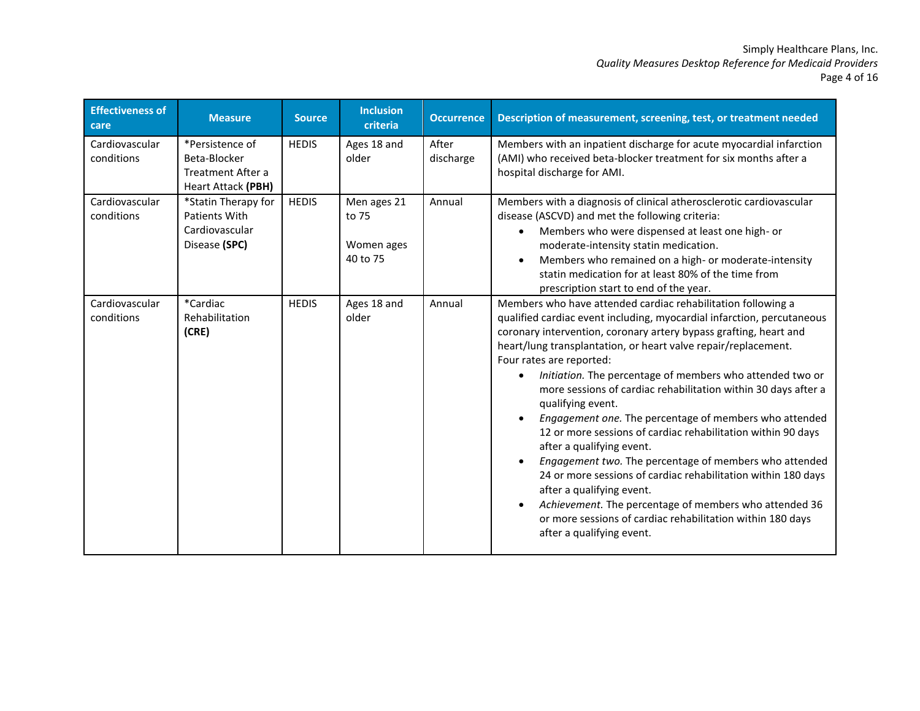| Effectiveness of care | Measure | Source | Inclusion criteria | Occurrence | Description of measurement, screening, test, or treatment needed |
|---|---|---|---|---|---|
| Cardiovascular conditions | *Persistence of Beta-Blocker Treatment After a Heart Attack **(PBH)** | HEDIS | Ages 18 and older | After discharge | Members with an inpatient discharge for acute myocardial infarction (AMI) who received beta-blocker treatment for six months after a hospital discharge for AMI. |
| Cardiovascular conditions | *Statin Therapy for Patients With Cardiovascular Disease **(SPC)** | HEDIS | Men ages 21 to 75<br><br>Women ages 40 to 75 | Annual | Members with a diagnosis of clinical atherosclerotic cardiovascular disease (ASCVD) and met the following criteria:<br>• Members who were dispensed at least one high- or moderate-intensity statin medication.<br>• Members who remained on a high- or moderate-intensity statin medication for at least 80% of the time from prescription start to end of the year. |
| Cardiovascular conditions | *Cardiac Rehabilitation **(CRE)** | HEDIS | Ages 18 and older | Annual | Members who have attended cardiac rehabilitation following a qualified cardiac event including, myocardial infarction, percutaneous coronary intervention, coronary artery bypass grafting, heart and heart/lung transplantation, or heart valve repair/replacement.<br>Four rates are reported:<br>• *Initiation.* The percentage of members who attended two or more sessions of cardiac rehabilitation within 30 days after a qualifying event.<br>• *Engagement one.* The percentage of members who attended 12 or more sessions of cardiac rehabilitation within 90 days after a qualifying event.<br>• *Engagement two.* The percentage of members who attended 24 or more sessions of cardiac rehabilitation within 180 days after a qualifying event.<br>• *Achievement.* The percentage of members who attended 36 or more sessions of cardiac rehabilitation within 180 days after a qualifying event. |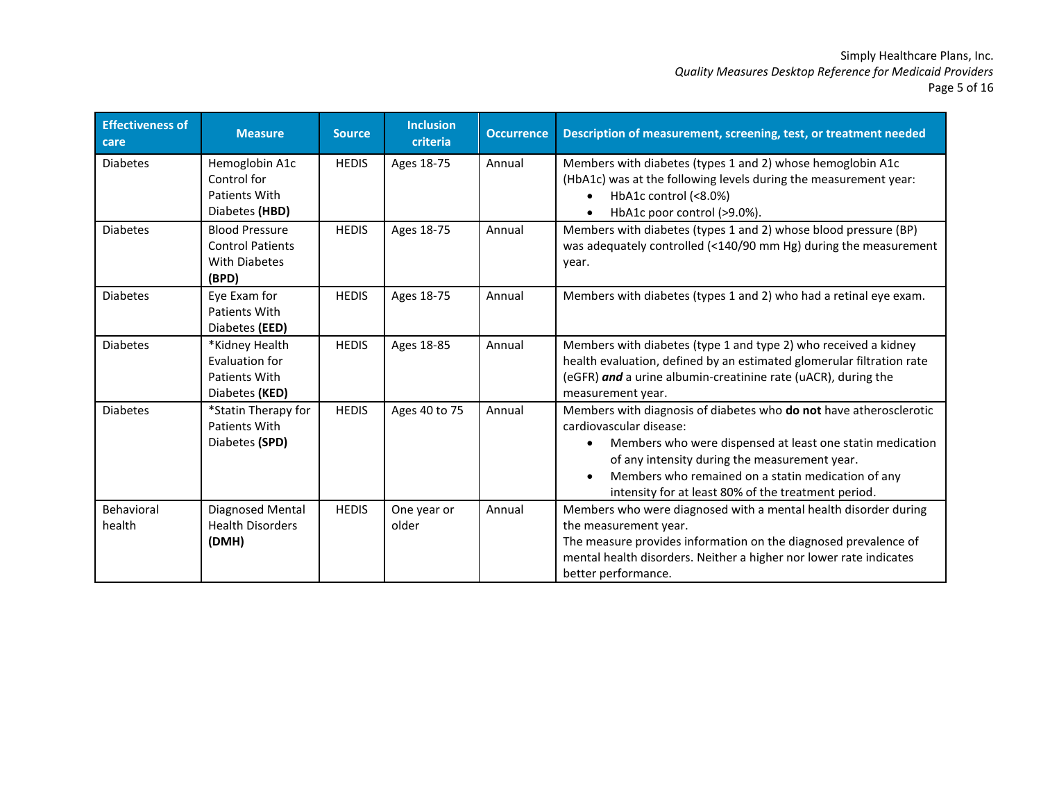| Effectiveness of care | Measure | Source | Inclusion criteria | Occurrence | Description of measurement, screening, test, or treatment needed |
|---|---|---|---|---|---|
| Diabetes | Hemoglobin A1c Control for Patients With Diabetes **(HBD)** | HEDIS | Ages 18-75 | Annual | Members with diabetes (types 1 and 2) whose hemoglobin A1c (HbA1c) was at the following levels during the measurement year:<br>• HbA1c control (<8.0%)<br>• HbA1c poor control (>9.0%). |
| Diabetes | Blood Pressure Control Patients With Diabetes **(BPD)** | HEDIS | Ages 18-75 | Annual | Members with diabetes (types 1 and 2) whose blood pressure (BP) was adequately controlled (<140/90 mm Hg) during the measurement year. |
| Diabetes | Eye Exam for Patients With Diabetes **(EED)** | HEDIS | Ages 18-75 | Annual | Members with diabetes (types 1 and 2) who had a retinal eye exam. |
| Diabetes | *Kidney Health Evaluation for Patients With Diabetes **(KED)** | HEDIS | Ages 18-85 | Annual | Members with diabetes (type 1 and type 2) who received a kidney health evaluation, defined by an estimated glomerular filtration rate (eGFR) ***and*** a urine albumin-creatinine rate (uACR), during the measurement year. |
| Diabetes | *Statin Therapy for Patients With Diabetes **(SPD)** | HEDIS | Ages 40 to 75 | Annual | Members with diagnosis of diabetes who **do not** have atherosclerotic cardiovascular disease:<br>• Members who were dispensed at least one statin medication of any intensity during the measurement year.<br>• Members who remained on a statin medication of any intensity for at least 80% of the treatment period. |
| Behavioral health | Diagnosed Mental Health Disorders **(DMH)** | HEDIS | One year or older | Annual | Members who were diagnosed with a mental health disorder during the measurement year.<br>The measure provides information on the diagnosed prevalence of mental health disorders. Neither a higher nor lower rate indicates better performance. |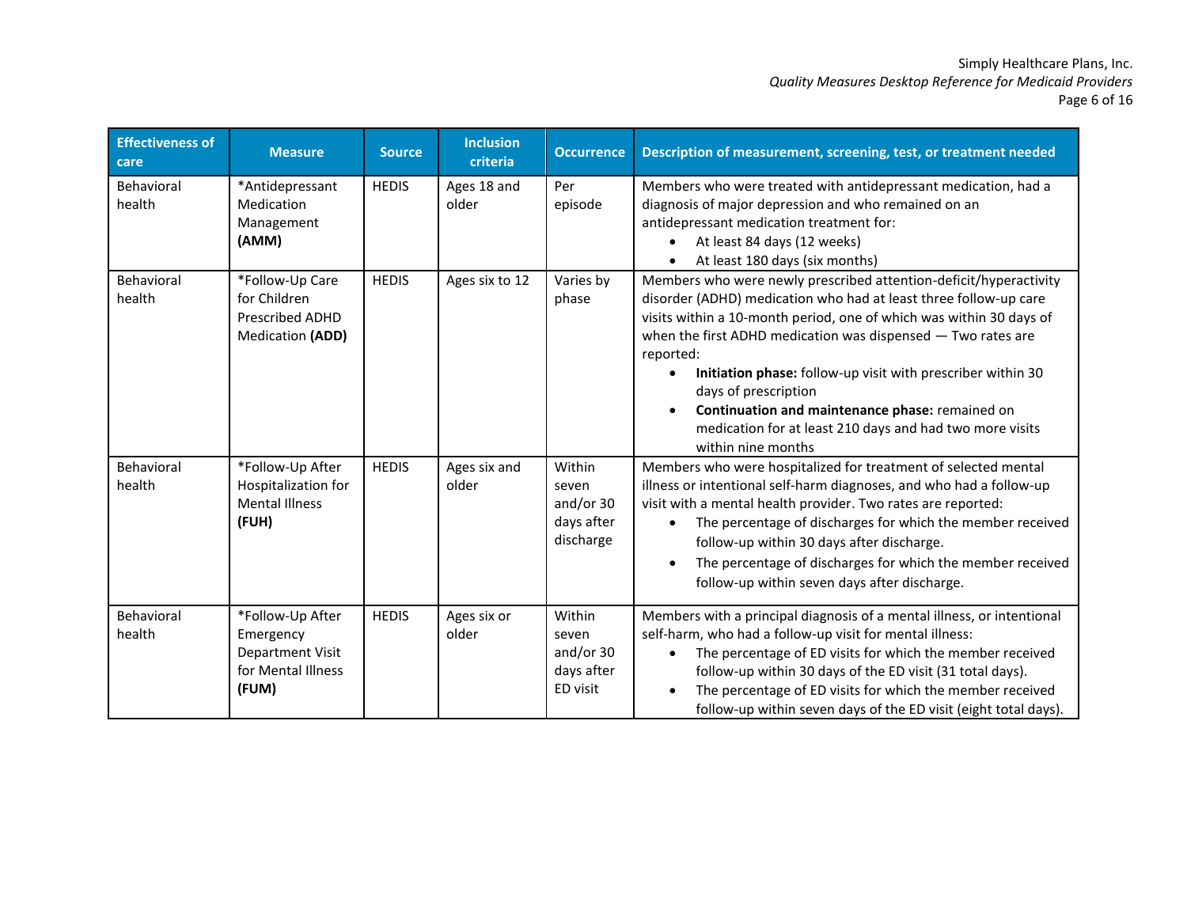| Effectiveness of care | Measure | Source | Inclusion criteria | Occurrence | Description of measurement, screening, test, or treatment needed |
|---|---|---|---|---|---|
| Behavioral health | *Antidepressant Medication Management **(AMM)** | HEDIS | Ages 18 and older | Per episode | Members who were treated with antidepressant medication, had a diagnosis of major depression and who remained on an antidepressant medication treatment for:<br>• At least 84 days (12 weeks)<br>• At least 180 days (six months) |
| Behavioral health | *Follow-Up Care for Children Prescribed ADHD Medication **(ADD)** | HEDIS | Ages six to 12 | Varies by phase | Members who were newly prescribed attention-deficit/hyperactivity disorder (ADHD) medication who had at least three follow-up care visits within a 10-month period, one of which was within 30 days of when the first ADHD medication was dispensed — Two rates are reported:<br>• **Initiation phase:** follow-up visit with prescriber within 30 days of prescription<br>• **Continuation and maintenance phase:** remained on medication for at least 210 days and had two more visits within nine months |
| Behavioral health | *Follow-Up After Hospitalization for Mental Illness **(FUH)** | HEDIS | Ages six and older | Within seven and/or 30 days after discharge | Members who were hospitalized for treatment of selected mental illness or intentional self-harm diagnoses, and who had a follow-up visit with a mental health provider. Two rates are reported:<br>• The percentage of discharges for which the member received follow-up within 30 days after discharge.<br>• The percentage of discharges for which the member received follow-up within seven days after discharge. |
| Behavioral health | *Follow-Up After Emergency Department Visit for Mental Illness **(FUM)** | HEDIS | Ages six or older | Within seven and/or 30 days after ED visit | Members with a principal diagnosis of a mental illness, or intentional self-harm, who had a follow-up visit for mental illness:<br>• The percentage of ED visits for which the member received follow-up within 30 days of the ED visit (31 total days).<br>• The percentage of ED visits for which the member received follow-up within seven days of the ED visit (eight total days). |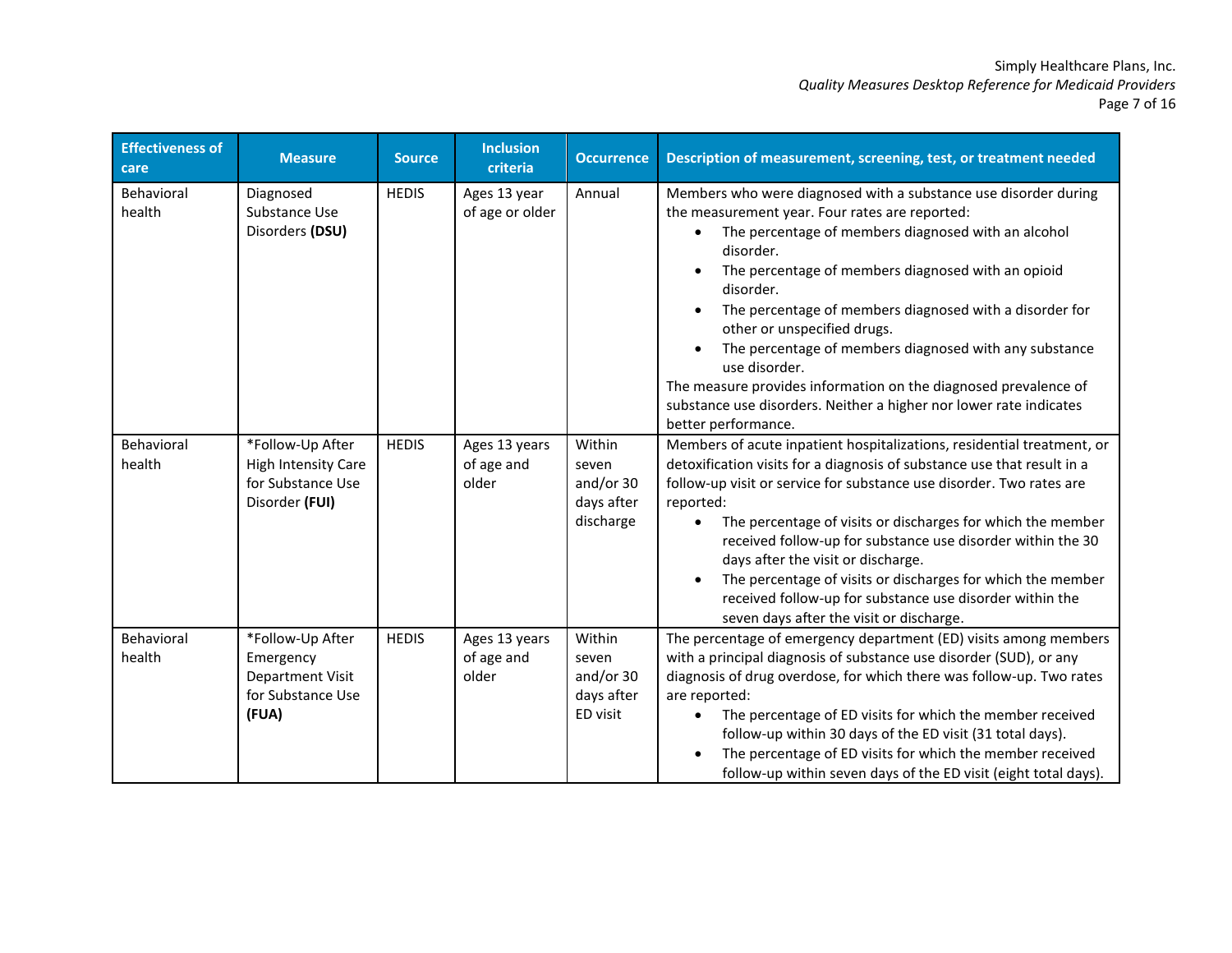| Effectiveness of care | Measure | Source | Inclusion criteria | Occurrence | Description of measurement, screening, test, or treatment needed |
|---|---|---|---|---|---|
| Behavioral health | Diagnosed Substance Use Disorders **(DSU)** | HEDIS | Ages 13 year of age or older | Annual | Members who were diagnosed with a substance use disorder during the measurement year. Four rates are reported:<br>• The percentage of members diagnosed with an alcohol disorder.<br>• The percentage of members diagnosed with an opioid disorder.<br>• The percentage of members diagnosed with a disorder for other or unspecified drugs.<br>• The percentage of members diagnosed with any substance use disorder.<br>The measure provides information on the diagnosed prevalence of substance use disorders. Neither a higher nor lower rate indicates better performance. |
| Behavioral health | *Follow-Up After High Intensity Care for Substance Use Disorder **(FUI)** | HEDIS | Ages 13 years of age and older | Within seven and/or 30 days after discharge | Members of acute inpatient hospitalizations, residential treatment, or detoxification visits for a diagnosis of substance use that result in a follow-up visit or service for substance use disorder. Two rates are reported:<br>• The percentage of visits or discharges for which the member received follow-up for substance use disorder within the 30 days after the visit or discharge.<br>• The percentage of visits or discharges for which the member received follow-up for substance use disorder within the seven days after the visit or discharge. |
| Behavioral health | *Follow-Up After Emergency Department Visit for Substance Use **(FUA)** | HEDIS | Ages 13 years of age and older | Within seven and/or 30 days after ED visit | The percentage of emergency department (ED) visits among members with a principal diagnosis of substance use disorder (SUD), or any diagnosis of drug overdose, for which there was follow-up. Two rates are reported:<br>• The percentage of ED visits for which the member received follow-up within 30 days of the ED visit (31 total days).<br>• The percentage of ED visits for which the member received follow-up within seven days of the ED visit (eight total days). |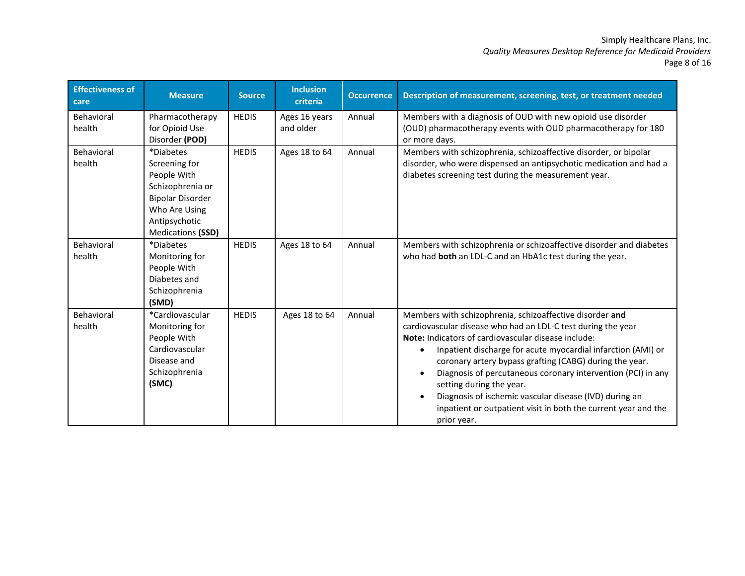| Effectiveness of care | Measure | Source | Inclusion criteria | Occurrence | Description of measurement, screening, test, or treatment needed |
|---|---|---|---|---|---|
| Behavioral health | Pharmacotherapy for Opioid Use Disorder **(POD)** | HEDIS | Ages 16 years and older | Annual | Members with a diagnosis of OUD with new opioid use disorder (OUD) pharmacotherapy events with OUD pharmacotherapy for 180 or more days. |
| Behavioral health | *Diabetes Screening for People With Schizophrenia or Bipolar Disorder Who Are Using Antipsychotic Medications **(SSD)** | HEDIS | Ages 18 to 64 | Annual | Members with schizophrenia, schizoaffective disorder, or bipolar disorder, who were dispensed an antipsychotic medication and had a diabetes screening test during the measurement year. |
| Behavioral health | *Diabetes Monitoring for People With Diabetes and Schizophrenia **(SMD)** | HEDIS | Ages 18 to 64 | Annual | Members with schizophrenia or schizoaffective disorder and diabetes who had **both** an LDL-C and an HbA1c test during the year. |
| Behavioral health | *Cardiovascular Monitoring for People With Cardiovascular Disease and Schizophrenia **(SMC)** | HEDIS | Ages 18 to 64 | Annual | Members with schizophrenia, schizoaffective disorder **and** cardiovascular disease who had an LDL-C test during the year<br>**Note:** Indicators of cardiovascular disease include:<br>• Inpatient discharge for acute myocardial infarction (AMI) or coronary artery bypass grafting (CABG) during the year.<br>• Diagnosis of percutaneous coronary intervention (PCI) in any setting during the year.<br>• Diagnosis of ischemic vascular disease (IVD) during an inpatient or outpatient visit in both the current year and the prior year. |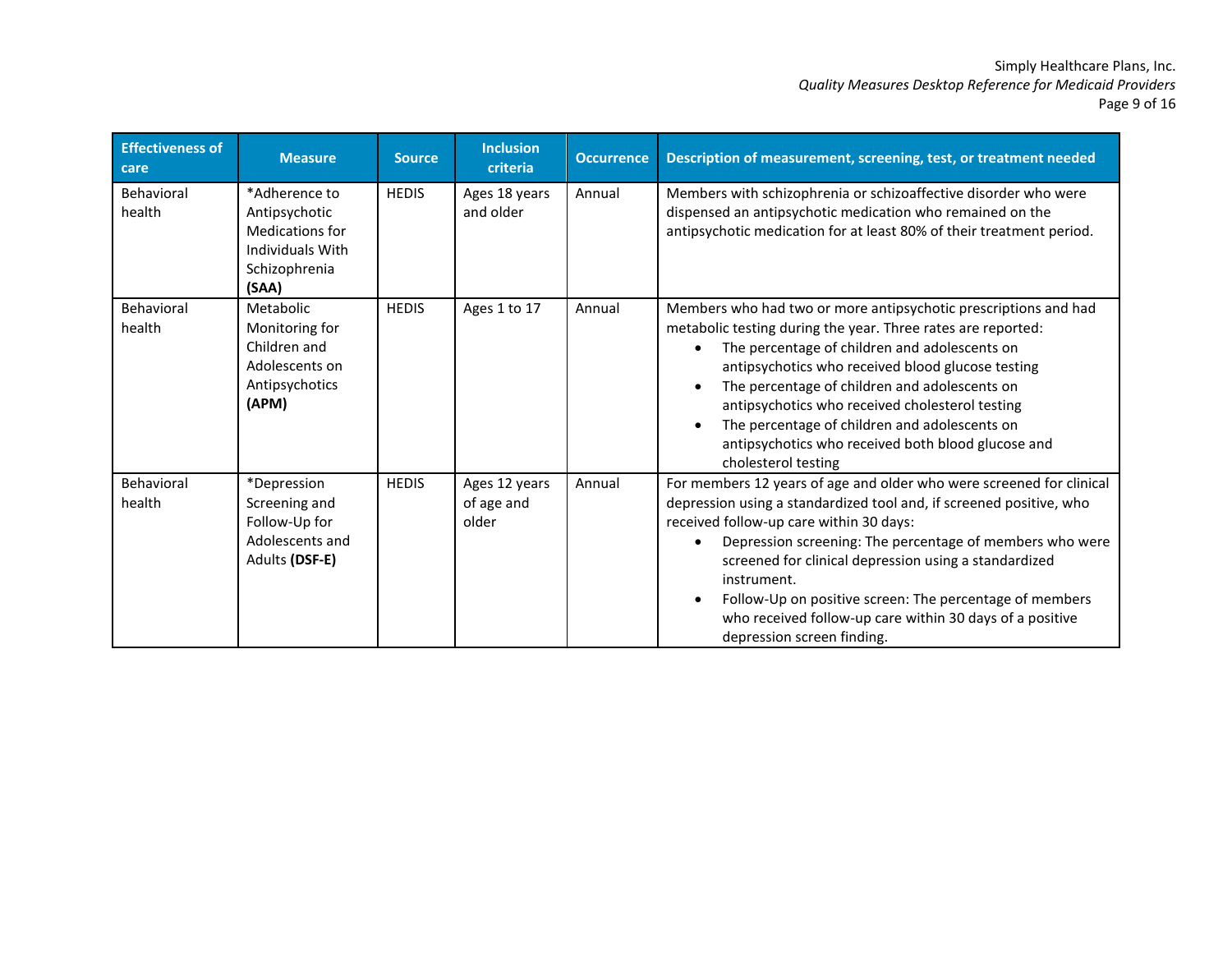| Effectiveness of care | Measure | Source | Inclusion criteria | Occurrence | Description of measurement, screening, test, or treatment needed |
|---|---|---|---|---|---|
| Behavioral health | *Adherence to Antipsychotic Medications for Individuals With Schizophrenia **(SAA)** | HEDIS | Ages 18 years and older | Annual | Members with schizophrenia or schizoaffective disorder who were dispensed an antipsychotic medication who remained on the antipsychotic medication for at least 80% of their treatment period. |
| Behavioral health | Metabolic Monitoring for Children and Adolescents on Antipsychotics **(APM)** | HEDIS | Ages 1 to 17 | Annual | Members who had two or more antipsychotic prescriptions and had metabolic testing during the year. Three rates are reported:<br>• The percentage of children and adolescents on antipsychotics who received blood glucose testing<br>• The percentage of children and adolescents on antipsychotics who received cholesterol testing<br>• The percentage of children and adolescents on antipsychotics who received both blood glucose and cholesterol testing |
| Behavioral health | *Depression Screening and Follow-Up for Adolescents and Adults **(DSF-E)** | HEDIS | Ages 12 years of age and older | Annual | For members 12 years of age and older who were screened for clinical depression using a standardized tool and, if screened positive, who received follow-up care within 30 days:<br>• Depression screening: The percentage of members who were screened for clinical depression using a standardized instrument.<br>• Follow-Up on positive screen: The percentage of members who received follow-up care within 30 days of a positive depression screen finding. |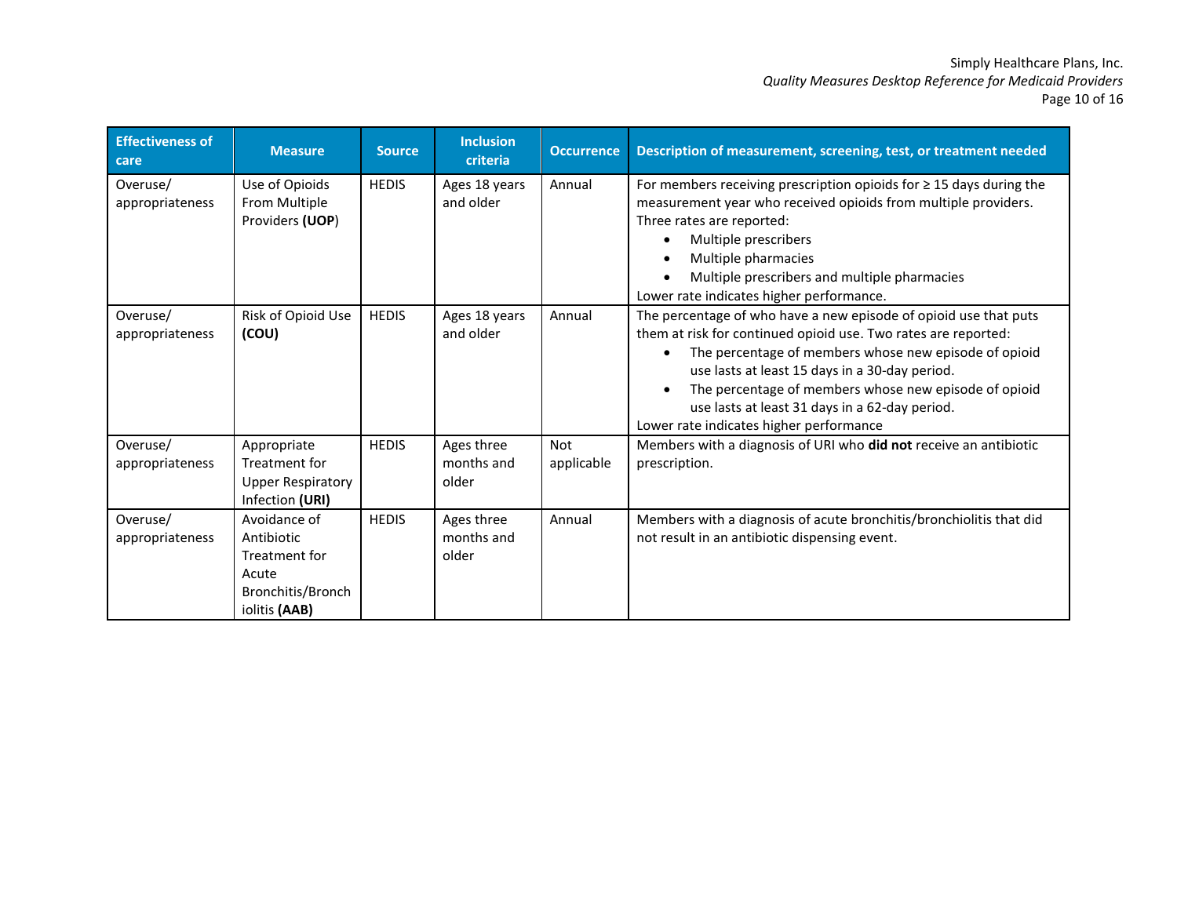| Effectiveness of care | Measure | Source | Inclusion criteria | Occurrence | Description of measurement, screening, test, or treatment needed |
|---|---|---|---|---|---|
| Overuse/ appropriateness | Use of Opioids From Multiple Providers **(UOP**) | HEDIS | Ages 18 years and older | Annual | For members receiving prescription opioids for ≥ 15 days during the measurement year who received opioids from multiple providers. Three rates are reported:<br>• Multiple prescribers<br>• Multiple pharmacies<br>• Multiple prescribers and multiple pharmacies<br>Lower rate indicates higher performance. |
| Overuse/ appropriateness | Risk of Opioid Use **(COU)** | HEDIS | Ages 18 years and older | Annual | The percentage of who have a new episode of opioid use that puts them at risk for continued opioid use. Two rates are reported:<br>• The percentage of members whose new episode of opioid use lasts at least 15 days in a 30-day period.<br>• The percentage of members whose new episode of opioid use lasts at least 31 days in a 62-day period.<br>Lower rate indicates higher performance |
| Overuse/ appropriateness | Appropriate Treatment for Upper Respiratory Infection **(URI)** | HEDIS | Ages three months and older | Not applicable | Members with a diagnosis of URI who **did not** receive an antibiotic prescription. |
| Overuse/ appropriateness | Avoidance of Antibiotic Treatment for Acute Bronchitis/Bronchiolitis **(AAB)** | HEDIS | Ages three months and older | Annual | Members with a diagnosis of acute bronchitis/bronchiolitis that did not result in an antibiotic dispensing event. |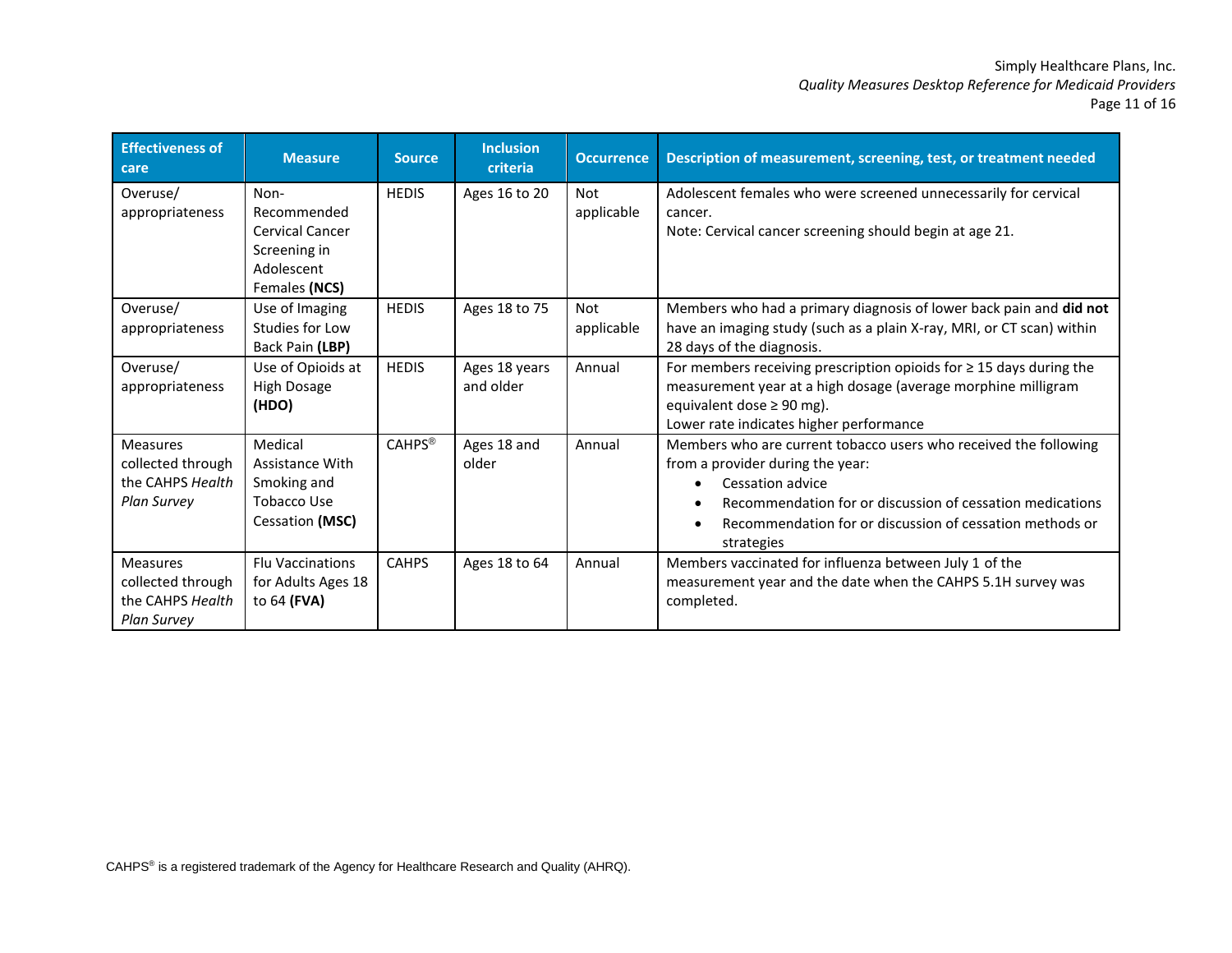| Effectiveness of care | Measure | Source | Inclusion criteria | Occurrence | Description of measurement, screening, test, or treatment needed |
|---|---|---|---|---|---|
| Overuse/ appropriateness | Non-Recommended Cervical Cancer Screening in Adolescent Females **(NCS)** | HEDIS | Ages 16 to 20 | Not applicable | Adolescent females who were screened unnecessarily for cervical cancer.<br>Note: Cervical cancer screening should begin at age 21. |
| Overuse/ appropriateness | Use of Imaging Studies for Low Back Pain **(LBP)** | HEDIS | Ages 18 to 75 | Not applicable | Members who had a primary diagnosis of lower back pain and **did not** have an imaging study (such as a plain X-ray, MRI, or CT scan) within 28 days of the diagnosis. |
| Overuse/ appropriateness | Use of Opioids at High Dosage **(HDO)** | HEDIS | Ages 18 years and older | Annual | For members receiving prescription opioids for ≥ 15 days during the measurement year at a high dosage (average morphine milligram equivalent dose ≥ 90 mg).<br>Lower rate indicates higher performance |
| Measures collected through the CAHPS *Health Plan Survey* | Medical Assistance With Smoking and Tobacco Use Cessation **(MSC)** | CAHPS® | Ages 18 and older | Annual | Members who are current tobacco users who received the following from a provider during the year:<br>• Cessation advice<br>• Recommendation for or discussion of cessation medications<br>• Recommendation for or discussion of cessation methods or strategies |
| Measures collected through the CAHPS *Health Plan Survey* | Flu Vaccinations for Adults Ages 18 to 64 **(FVA)** | CAHPS | Ages 18 to 64 | Annual | Members vaccinated for influenza between July 1 of the measurement year and the date when the CAHPS 5.1H survey was completed. |

CAHPS® is a registered trademark of the Agency for Healthcare Research and Quality (AHRQ).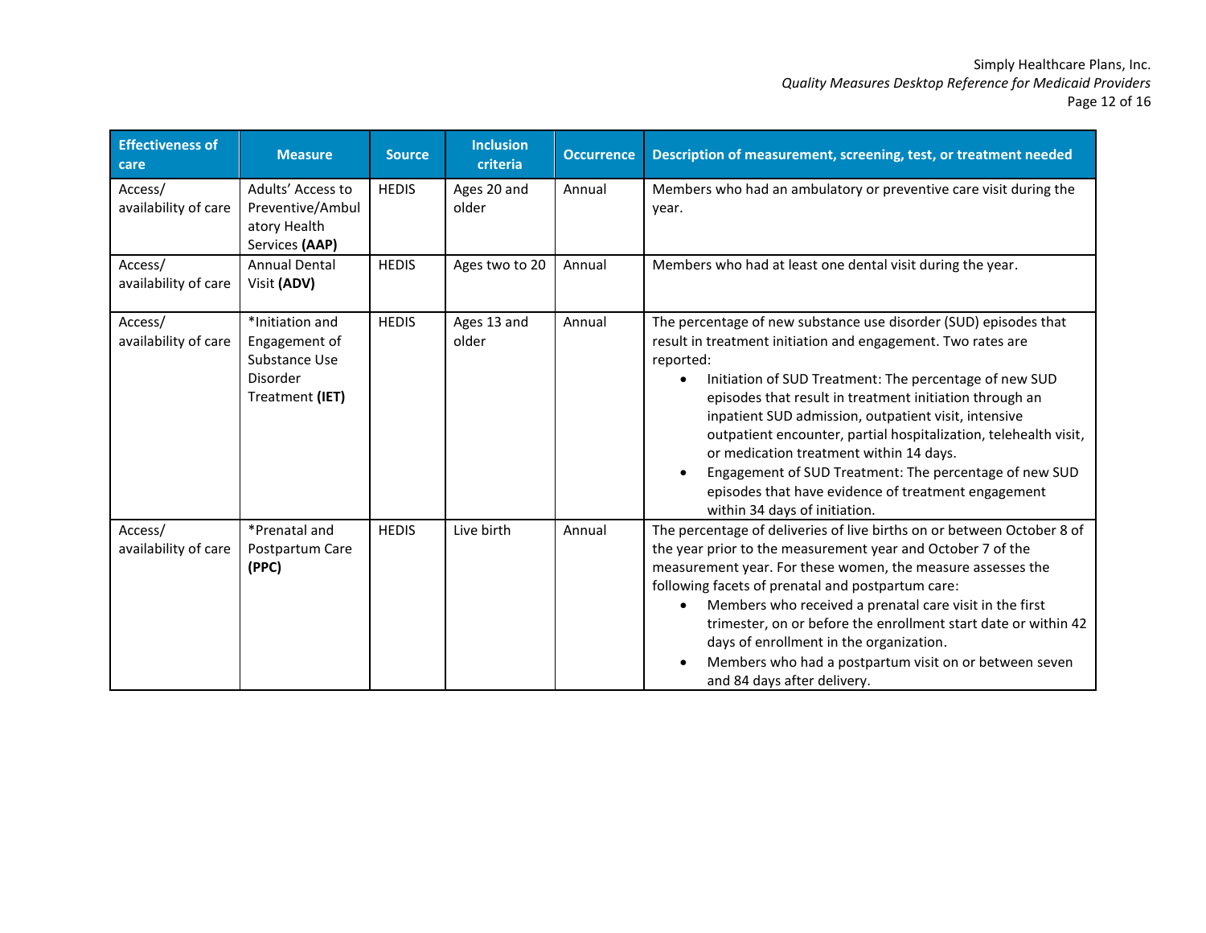| Effectiveness of care | Measure | Source | Inclusion criteria | Occurrence | Description of measurement, screening, test, or treatment needed |
|---|---|---|---|---|---|
| Access/ availability of care | Adults' Access to Preventive/Ambulatory Health Services **(AAP)** | HEDIS | Ages 20 and older | Annual | Members who had an ambulatory or preventive care visit during the year. |
| Access/ availability of care | Annual Dental Visit **(ADV)** | HEDIS | Ages two to 20 | Annual | Members who had at least one dental visit during the year. |
| Access/ availability of care | *Initiation and Engagement of Substance Use Disorder Treatment **(IET)** | HEDIS | Ages 13 and older | Annual | The percentage of new substance use disorder (SUD) episodes that result in treatment initiation and engagement. Two rates are reported:<br>• Initiation of SUD Treatment: The percentage of new SUD episodes that result in treatment initiation through an inpatient SUD admission, outpatient visit, intensive outpatient encounter, partial hospitalization, telehealth visit, or medication treatment within 14 days.<br>• Engagement of SUD Treatment: The percentage of new SUD episodes that have evidence of treatment engagement within 34 days of initiation. |
| Access/ availability of care | *Prenatal and Postpartum Care **(PPC)** | HEDIS | Live birth | Annual | The percentage of deliveries of live births on or between October 8 of the year prior to the measurement year and October 7 of the measurement year. For these women, the measure assesses the following facets of prenatal and postpartum care:<br>• Members who received a prenatal care visit in the first trimester, on or before the enrollment start date or within 42 days of enrollment in the organization.<br>• Members who had a postpartum visit on or between seven and 84 days after delivery. |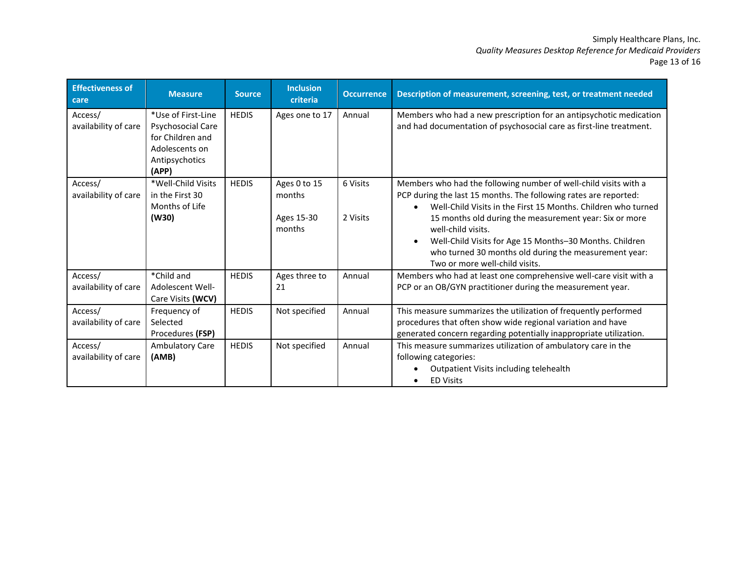| Effectiveness of care | Measure | Source | Inclusion criteria | Occurrence | Description of measurement, screening, test, or treatment needed |
|---|---|---|---|---|---|
| Access/ availability of care | *Use of First-Line Psychosocial Care for Children and Adolescents on Antipsychotics **(APP)** | HEDIS | Ages one to 17 | Annual | Members who had a new prescription for an antipsychotic medication and had documentation of psychosocial care as first-line treatment. |
| Access/ availability of care | *Well-Child Visits in the First 30 Months of Life **(W30)** | HEDIS | Ages 0 to 15 months<br><br>Ages 15-30 months | 6 Visits<br><br>2 Visits | Members who had the following number of well-child visits with a PCP during the last 15 months. The following rates are reported:<br>• Well-Child Visits in the First 15 Months. Children who turned 15 months old during the measurement year: Six or more well-child visits.<br>• Well-Child Visits for Age 15 Months–30 Months. Children who turned 30 months old during the measurement year: Two or more well-child visits. |
| Access/ availability of care | *Child and Adolescent Well-Care Visits **(WCV)** | HEDIS | Ages three to 21 | Annual | Members who had at least one comprehensive well-care visit with a PCP or an OB/GYN practitioner during the measurement year. |
| Access/ availability of care | Frequency of Selected Procedures **(FSP)** | HEDIS | Not specified | Annual | This measure summarizes the utilization of frequently performed procedures that often show wide regional variation and have generated concern regarding potentially inappropriate utilization. |
| Access/ availability of care | Ambulatory Care **(AMB)** | HEDIS | Not specified | Annual | This measure summarizes utilization of ambulatory care in the following categories:<br>• Outpatient Visits including telehealth<br>• ED Visits |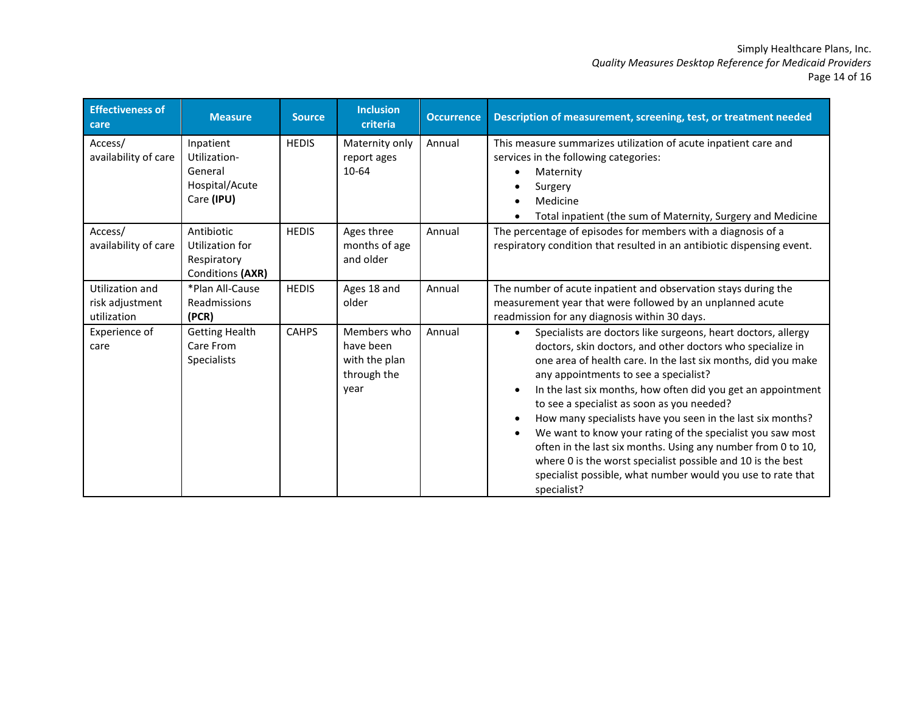| Effectiveness of care | Measure | Source | Inclusion criteria | Occurrence | Description of measurement, screening, test, or treatment needed |
|---|---|---|---|---|---|
| Access/ availability of care | Inpatient Utilization-General Hospital/Acute Care **(IPU)** | HEDIS | Maternity only report ages 10-64 | Annual | This measure summarizes utilization of acute inpatient care and services in the following categories: <br>• Maternity <br>• Surgery <br>• Medicine <br>• Total inpatient (the sum of Maternity, Surgery and Medicine |
| Access/ availability of care | Antibiotic Utilization for Respiratory Conditions **(AXR)** | HEDIS | Ages three months of age and older | Annual | The percentage of episodes for members with a diagnosis of a respiratory condition that resulted in an antibiotic dispensing event. |
| Utilization and risk adjustment utilization | *Plan All-Cause Readmissions **(PCR)** | HEDIS | Ages 18 and older | Annual | The number of acute inpatient and observation stays during the measurement year that were followed by an unplanned acute readmission for any diagnosis within 30 days. |
| Experience of care | Getting Health Care From Specialists | CAHPS | Members who have been with the plan through the year | Annual | • Specialists are doctors like surgeons, heart doctors, allergy doctors, skin doctors, and other doctors who specialize in one area of health care. In the last six months, did you make any appointments to see a specialist? <br>• In the last six months, how often did you get an appointment to see a specialist as soon as you needed? <br>• How many specialists have you seen in the last six months? <br>• We want to know your rating of the specialist you saw most often in the last six months. Using any number from 0 to 10, where 0 is the worst specialist possible and 10 is the best specialist possible, what number would you use to rate that specialist? |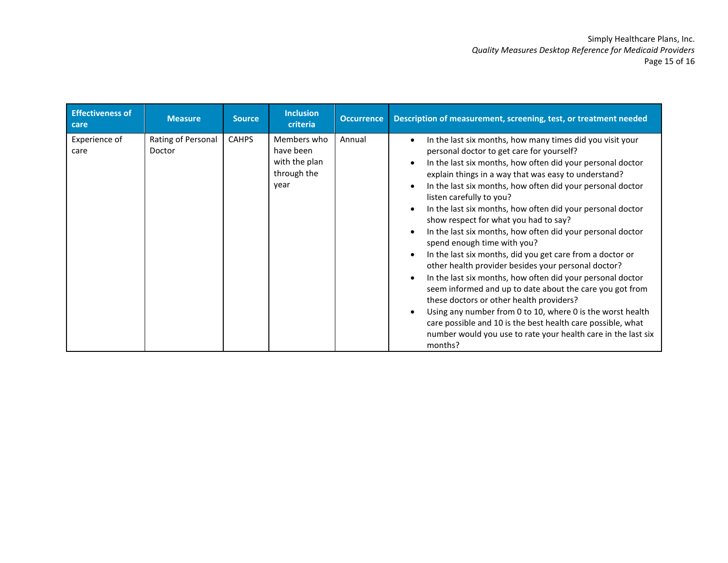| Effectiveness of care | Measure | Source | Inclusion criteria | Occurrence | Description of measurement, screening, test, or treatment needed |
|---|---|---|---|---|---|
| Experience of care | Rating of Personal Doctor | CAHPS | Members who have been with the plan through the year | Annual | • In the last six months, how many times did you visit your personal doctor to get care for yourself?<br>• In the last six months, how often did your personal doctor explain things in a way that was easy to understand?<br>• In the last six months, how often did your personal doctor listen carefully to you?<br>• In the last six months, how often did your personal doctor show respect for what you had to say?<br>• In the last six months, how often did your personal doctor spend enough time with you?<br>• In the last six months, did you get care from a doctor or other health provider besides your personal doctor?<br>• In the last six months, how often did your personal doctor seem informed and up to date about the care you got from these doctors or other health providers?<br>• Using any number from 0 to 10, where 0 is the worst health care possible and 10 is the best health care possible, what number would you use to rate your health care in the last six months? |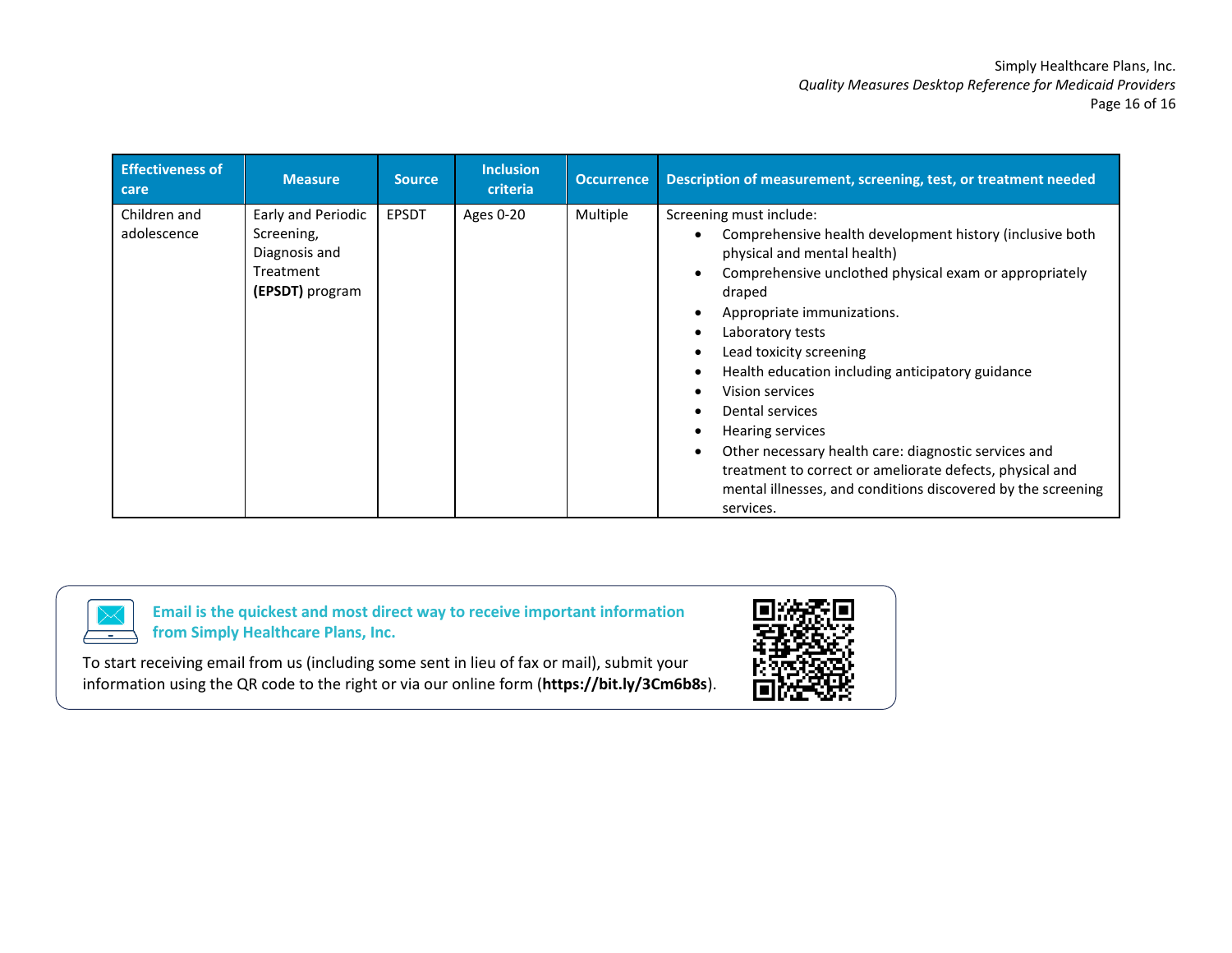| Effectiveness of care | Measure | Source | Inclusion criteria | Occurrence | Description of measurement, screening, test, or treatment needed |
|---|---|---|---|---|---|
| Children and adolescence | Early and Periodic Screening, Diagnosis and Treatment **(EPSDT)** program | EPSDT | Ages 0-20 | Multiple | Screening must include:<br>• Comprehensive health development history (inclusive both physical and mental health)<br>• Comprehensive unclothed physical exam or appropriately draped<br>• Appropriate immunizations.<br>• Laboratory tests<br>• Lead toxicity screening<br>• Health education including anticipatory guidance<br>• Vision services<br>• Dental services<br>• Hearing services<br>• Other necessary health care: diagnostic services and treatment to correct or ameliorate defects, physical and mental illnesses, and conditions discovered by the screening services. |

**Email is the quickest and most direct way to receive important information from Simply Healthcare Plans, Inc.**

To start receiving email from us (including some sent in lieu of fax or mail), submit your information using the QR code to the right or via our online form (**https://bit.ly/3Cm6b8s**).